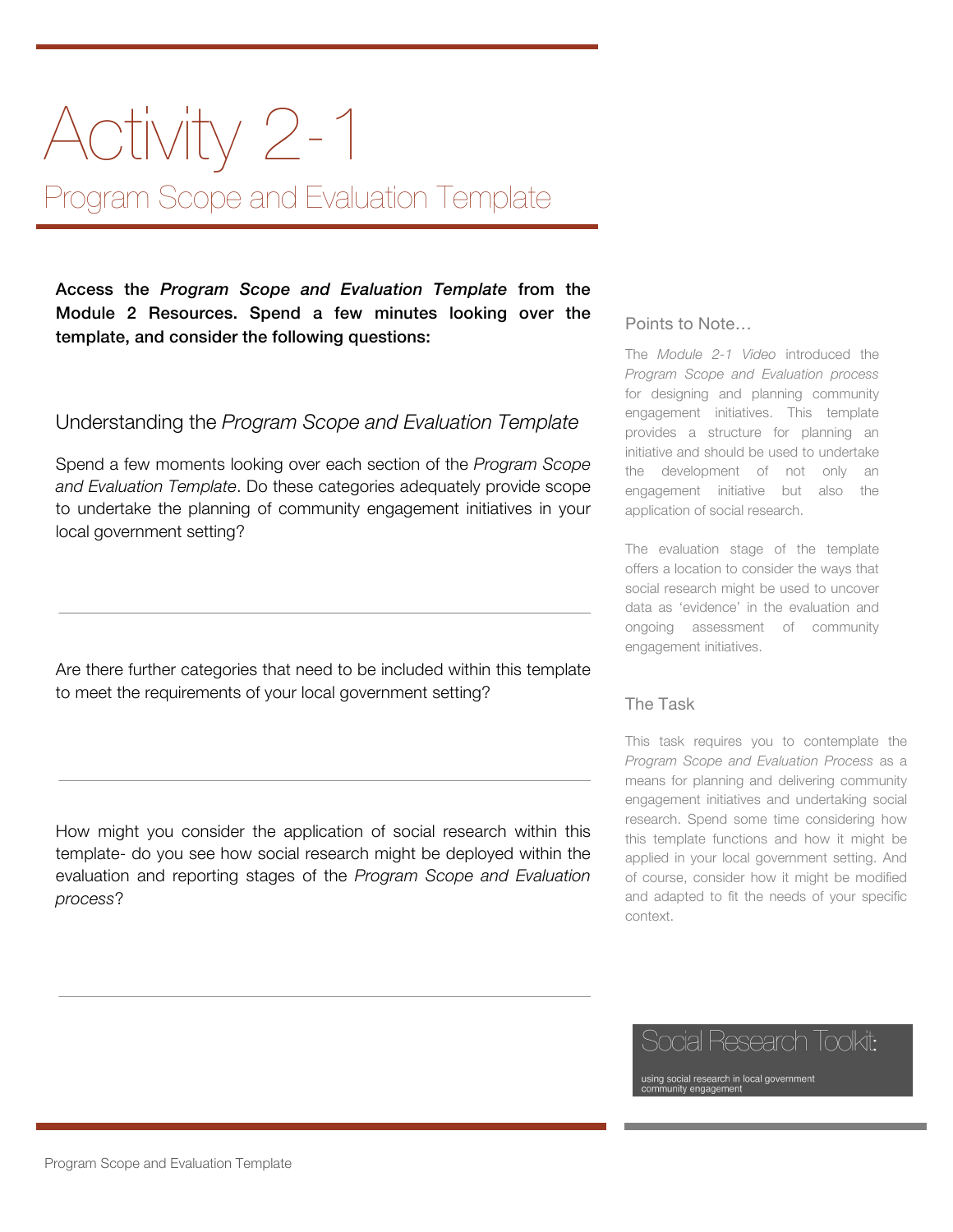# Activity 2-1

## Program Scope and Evaluation Template

**Access the *Program Scope and Evaluation Template* from the Module 2 Resources. Spend a few minutes looking over the template, and consider the following questions:**

### Understanding the *Program Scope and Evaluation Template*

Spend a few moments looking over each section of the *Program Scope and Evaluation Template*. Do these categories adequately provide scope to undertake the planning of community engagement initiatives in your local government setting?

---

Are there further categories that need to be included within this template to meet the requirements of your local government setting?

---

How might you consider the application of social research within this template- do you see how social research might be deployed within the evaluation and reporting stages of the *Program Scope and Evaluation process*?

---

### Points to Note…

The *Module 2-1 Video* introduced the *Program Scope and Evaluation process* for designing and planning community engagement initiatives. This template provides a structure for planning an initiative and should be used to undertake the development of not only an engagement initiative but also the application of social research.

The evaluation stage of the template offers a location to consider the ways that social research might be used to uncover data as 'evidence' in the evaluation and ongoing assessment of community engagement initiatives.

### The Task

This task requires you to contemplate the *Program Scope and Evaluation Process* as a means for planning and delivering community engagement initiatives and undertaking social research. Spend some time considering how this template functions and how it might be applied in your local government setting. And of course, consider how it might be modified and adapted to fit the needs of your specific context.

Social Research Toolkit:

using social research in local government community engagement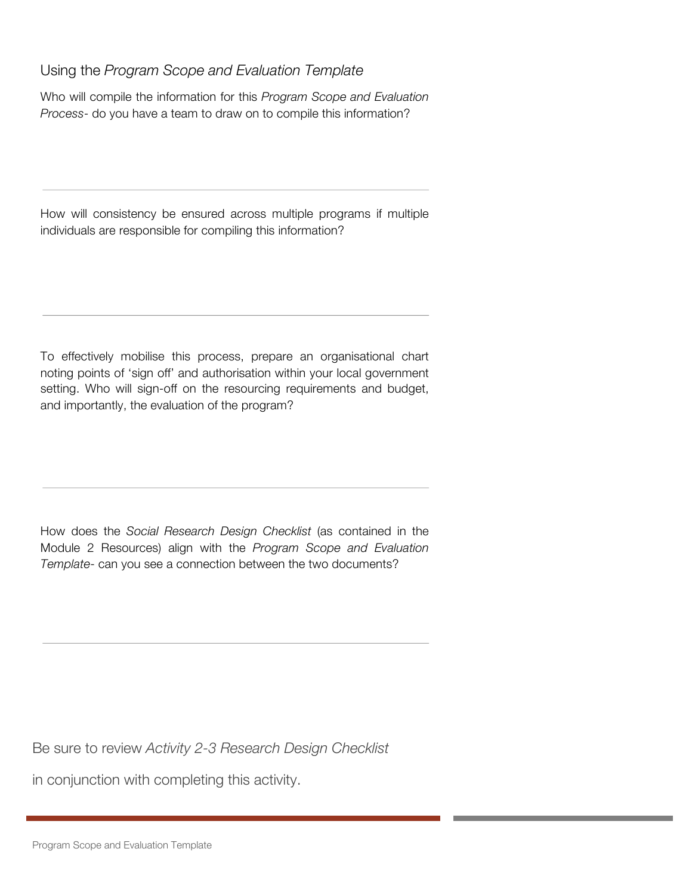## Using the *Program Scope and Evaluation Template*

Who will compile the information for this *Program Scope and Evaluation Process*- do you have a team to draw on to compile this information?

---

How will consistency be ensured across multiple programs if multiple individuals are responsible for compiling this information?

---

To effectively mobilise this process, prepare an organisational chart noting points of 'sign off' and authorisation within your local government setting. Who will sign-off on the resourcing requirements and budget, and importantly, the evaluation of the program?

---

How does the *Social Research Design Checklist* (as contained in the Module 2 Resources) align with the *Program Scope and Evaluation Template*- can you see a connection between the two documents?

---

Be sure to review *Activity 2-3 Research Design Checklist*

in conjunction with completing this activity.